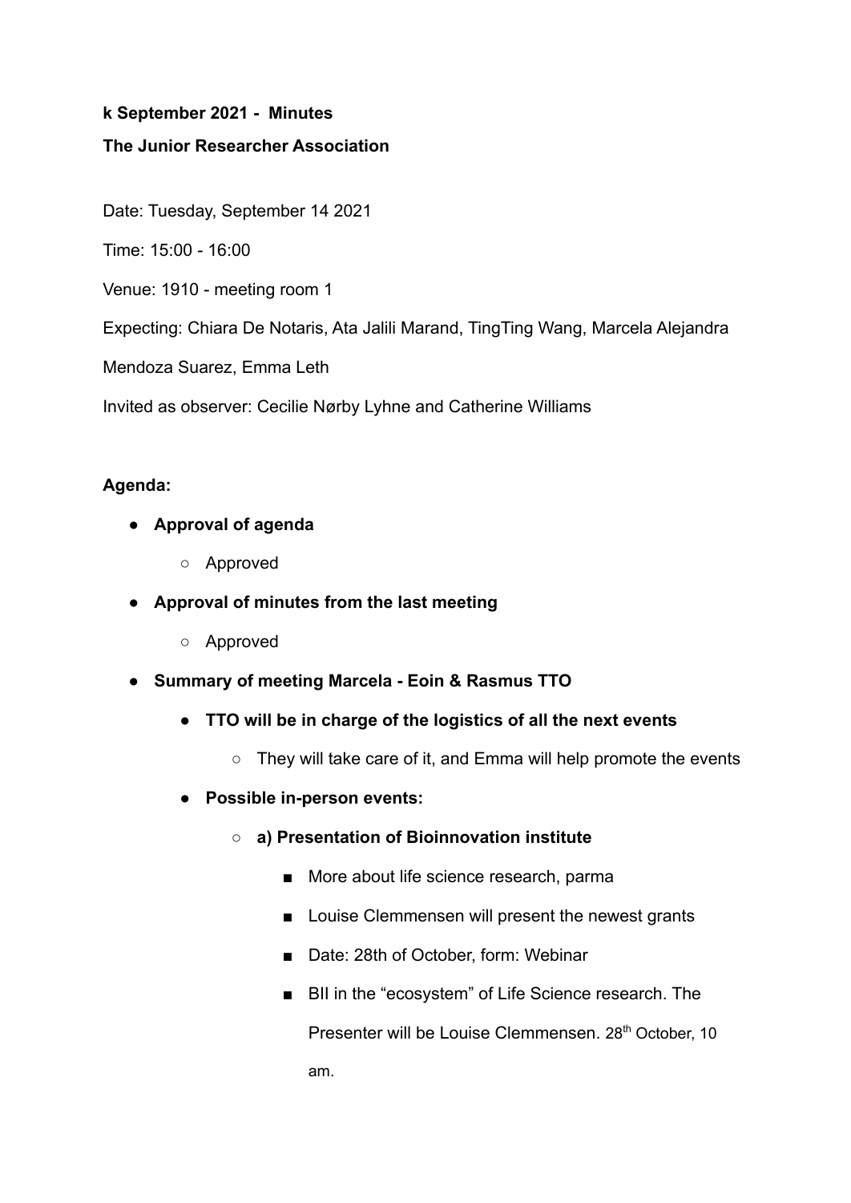**k September 2021 - Minutes**

**The Junior Researcher Association**

Date: Tuesday, September 14 2021

Time: 15:00 - 16:00

Venue: 1910 - meeting room 1

Expecting: Chiara De Notaris, Ata Jalili Marand, TingTing Wang, Marcela Alejandra Mendoza Suarez, Emma Leth

Invited as observer: Cecilie Nørby Lyhne and Catherine Williams

**Agenda:**

- **Approval of agenda**
    - Approved
- **Approval of minutes from the last meeting**
    - Approved
- **Summary of meeting Marcela - Eoin & Rasmus TTO**
    - **TTO will be in charge of the logistics of all the next events**
        - They will take care of it, and Emma will help promote the events
    - **Possible in-person events:**
        - **a) Presentation of Bioinnovation institute**
            - More about life science research, parma
            - Louise Clemmensen will present the newest grants
            - Date: 28th of October, form: Webinar
            - BII in the "ecosystem" of Life Science research. The Presenter will be Louise Clemmensen. 28th October, 10 am.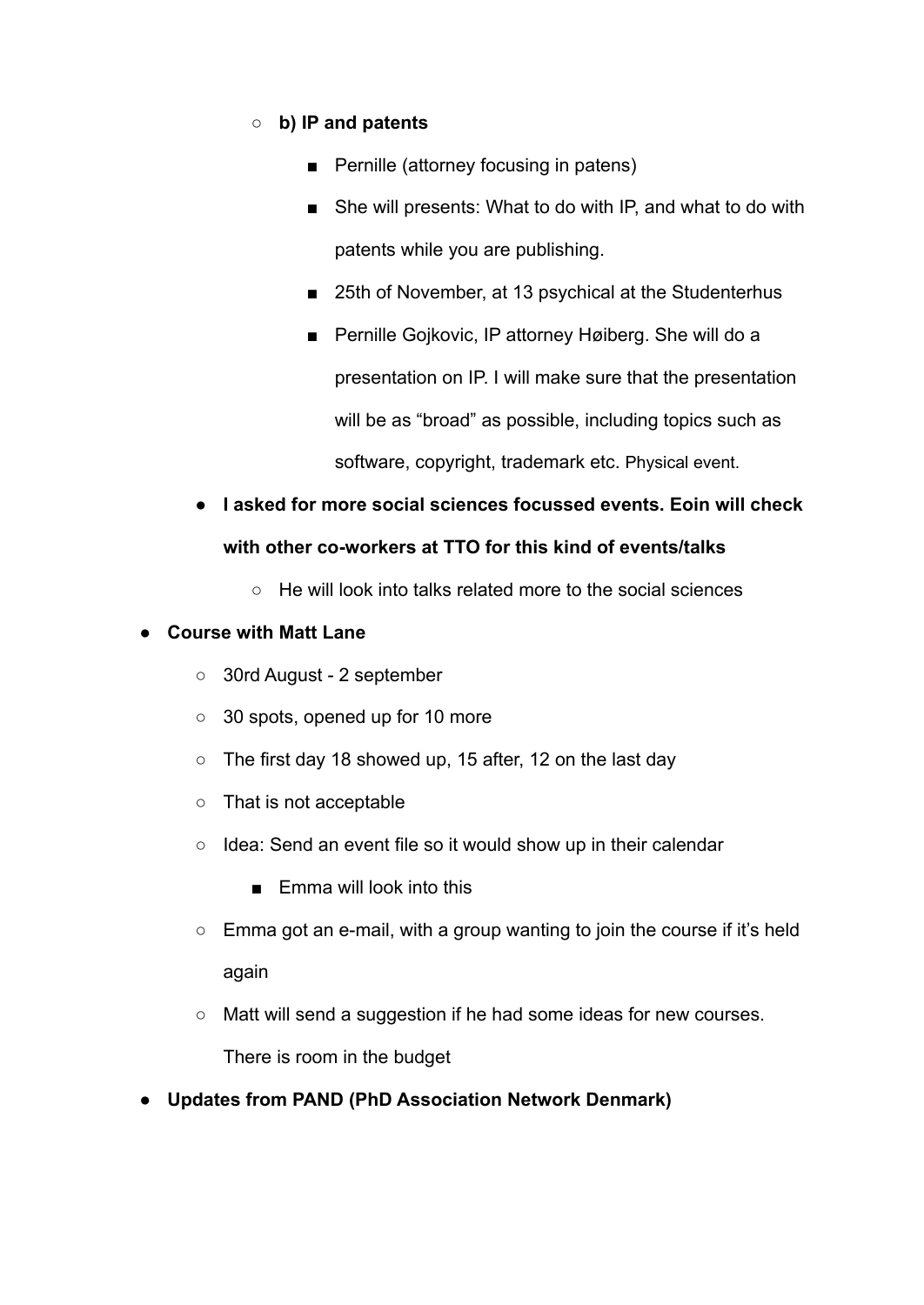- **b) IP and patents**
    - Pernille (attorney focusing in patens)
    - She will presents: What to do with IP, and what to do with patents while you are publishing.
    - 25th of November, at 13 psychical at the Studenterhus
    - Pernille Gojkovic, IP attorney Høiberg. She will do a presentation on IP. I will make sure that the presentation will be as "broad" as possible, including topics such as software, copyright, trademark etc. Physical event.
- **I asked for more social sciences focussed events. Eoin will check with other co-workers at TTO for this kind of events/talks**
  - He will look into talks related more to the social sciences

- **Course with Matt Lane**
  - 30rd August - 2 september
  - 30 spots, opened up for 10 more
  - The first day 18 showed up, 15 after, 12 on the last day
  - That is not acceptable
  - Idea: Send an event file so it would show up in their calendar
    - Emma will look into this
  - Emma got an e-mail, with a group wanting to join the course if it's held again
  - Matt will send a suggestion if he had some ideas for new courses. There is room in the budget
- **Updates from PAND (PhD Association Network Denmark)**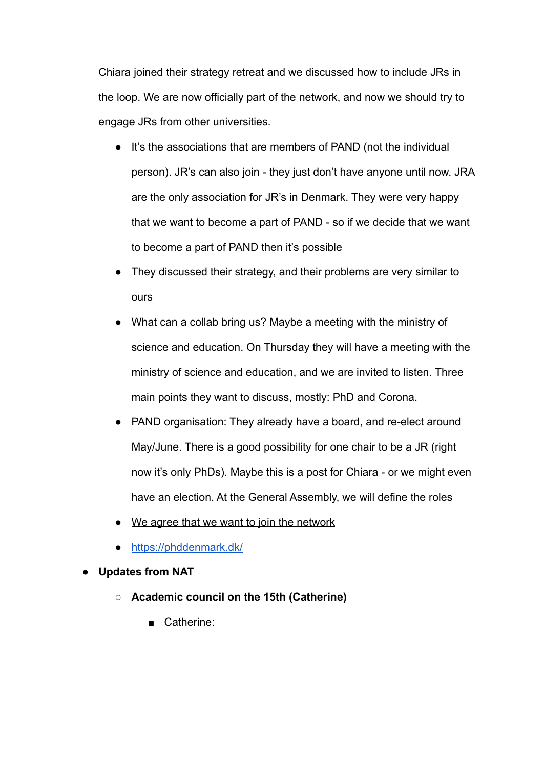Chiara joined their strategy retreat and we discussed how to include JRs in the loop. We are now officially part of the network, and now we should try to engage JRs from other universities.

- It's the associations that are members of PAND (not the individual person). JR's can also join - they just don't have anyone until now. JRA are the only association for JR's in Denmark. They were very happy that we want to become a part of PAND - so if we decide that we want to become a part of PAND then it's possible
- They discussed their strategy, and their problems are very similar to ours
- What can a collab bring us? Maybe a meeting with the ministry of science and education. On Thursday they will have a meeting with the ministry of science and education, and we are invited to listen. Three main points they want to discuss, mostly: PhD and Corona.
- PAND organisation: They already have a board, and re-elect around May/June. There is a good possibility for one chair to be a JR (right now it's only PhDs). Maybe this is a post for Chiara - or we might even have an election. At the General Assembly, we will define the roles
- <u>We agree that we want to join the network</u>
- [https://phddenmark.dk/](https://phddenmark.dk/)

- **Updates from NAT**
  - **Academic council on the 15th (Catherine)**
    - Catherine: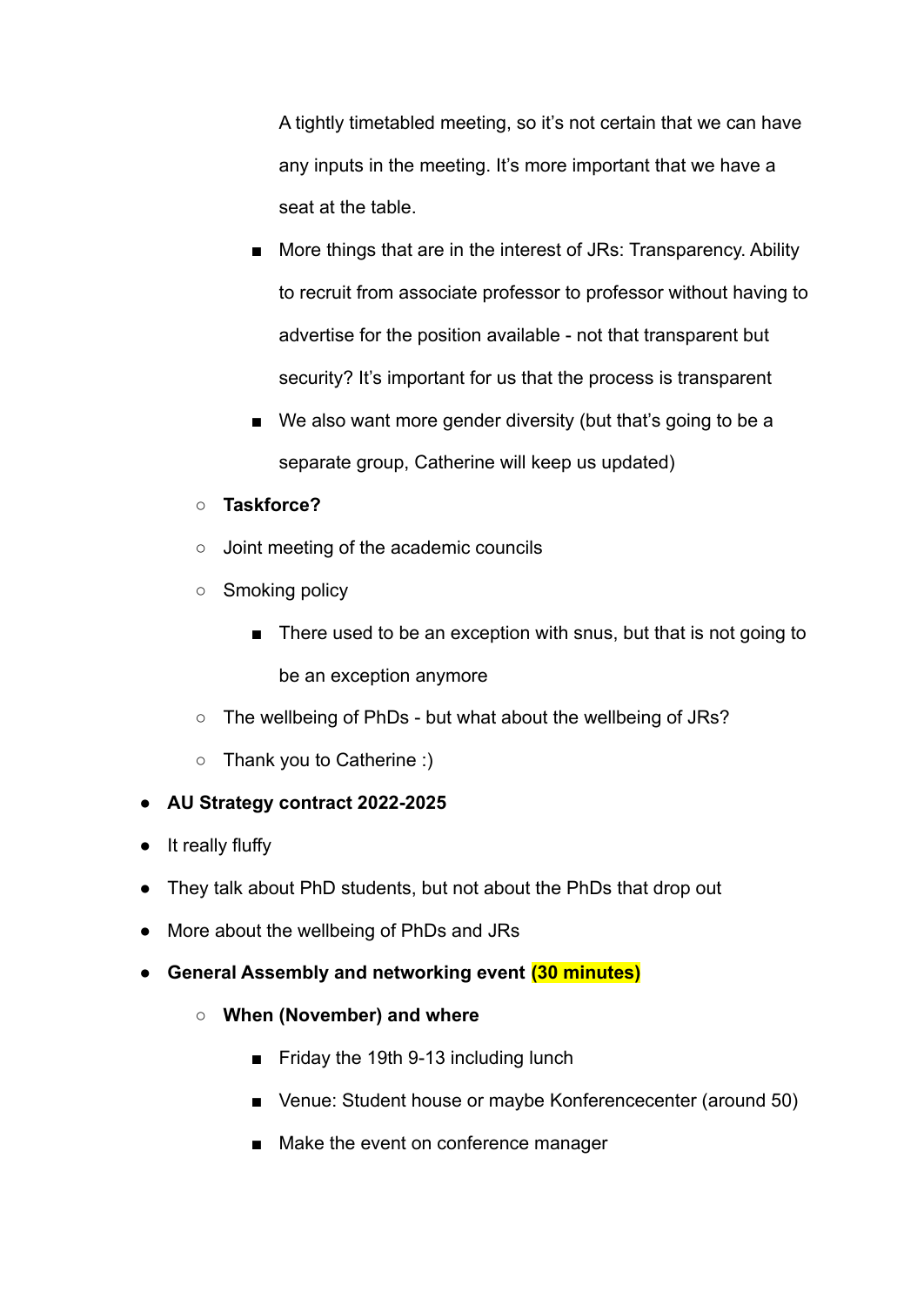A tightly timetabled meeting, so it's not certain that we can have any inputs in the meeting. It's more important that we have a seat at the table.

        - More things that are in the interest of JRs: Transparency. Ability to recruit from associate professor to professor without having to advertise for the position available - not that transparent but security? It's important for us that the process is transparent
        - We also want more gender diversity (but that's going to be a separate group, Catherine will keep us updated)
    - **Taskforce?**
    - Joint meeting of the academic councils
    - Smoking policy
        - There used to be an exception with snus, but that is not going to be an exception anymore
    - The wellbeing of PhDs - but what about the wellbeing of JRs?
    - Thank you to Catherine :)
- **AU Strategy contract 2022-2025**
- It really fluffy
- They talk about PhD students, but not about the PhDs that drop out
- More about the wellbeing of PhDs and JRs
- **General Assembly and networking event (30 minutes)**
    - **When (November) and where**
        - Friday the 19th 9-13 including lunch
        - Venue: Student house or maybe Konferencecenter (around 50)
        - Make the event on conference manager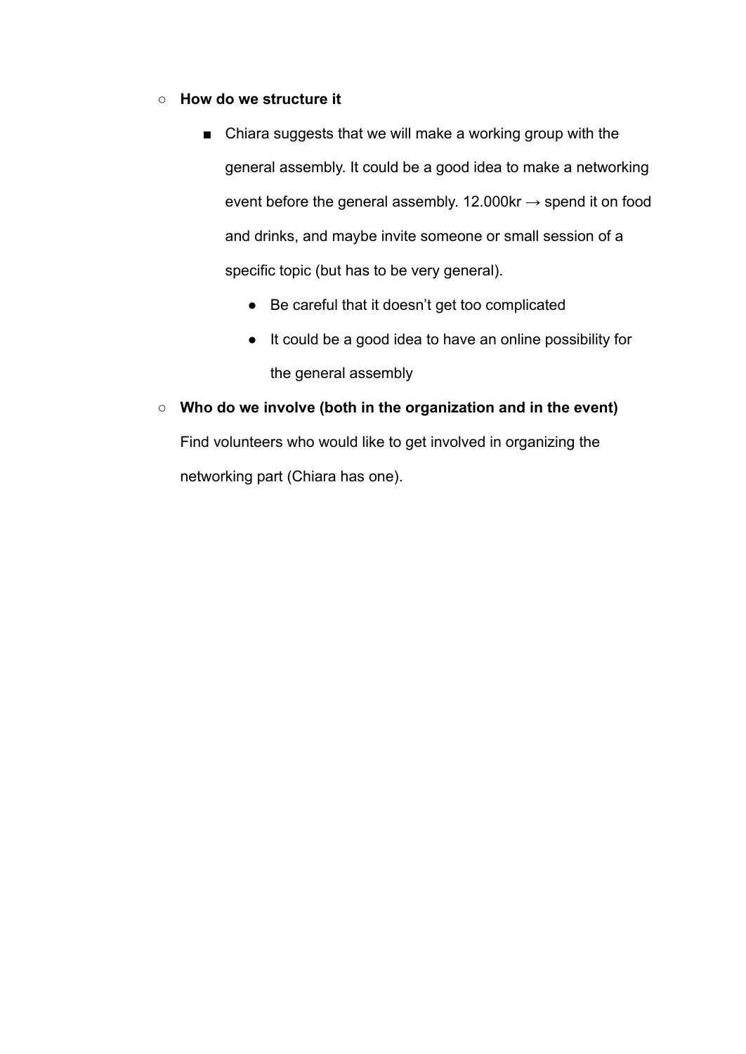- **How do we structure it**
  - Chiara suggests that we will make a working group with the general assembly. It could be a good idea to make a networking event before the general assembly. 12.000kr → spend it on food and drinks, and maybe invite someone or small session of a specific topic (but has to be very general).
    - Be careful that it doesn't get too complicated
    - It could be a good idea to have an online possibility for the general assembly
- **Who do we involve (both in the organization and in the event)**
  Find volunteers who would like to get involved in organizing the networking part (Chiara has one).